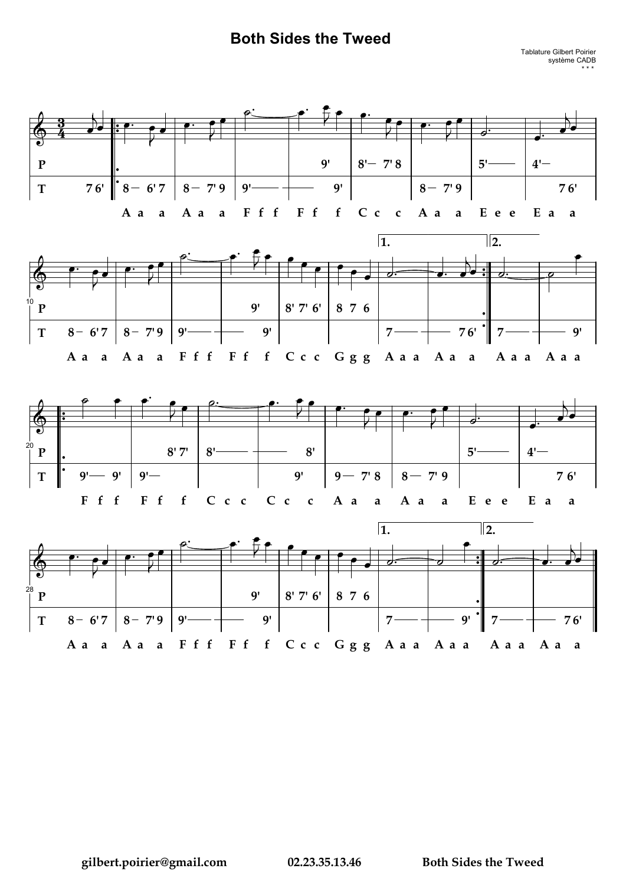# Both Sides the Tweed

Tablature Gilbert Poirier
système CADB
\* \* \*

gilbert.poirier@gmail.com 02.23.35.13.46 Both Sides the Tweed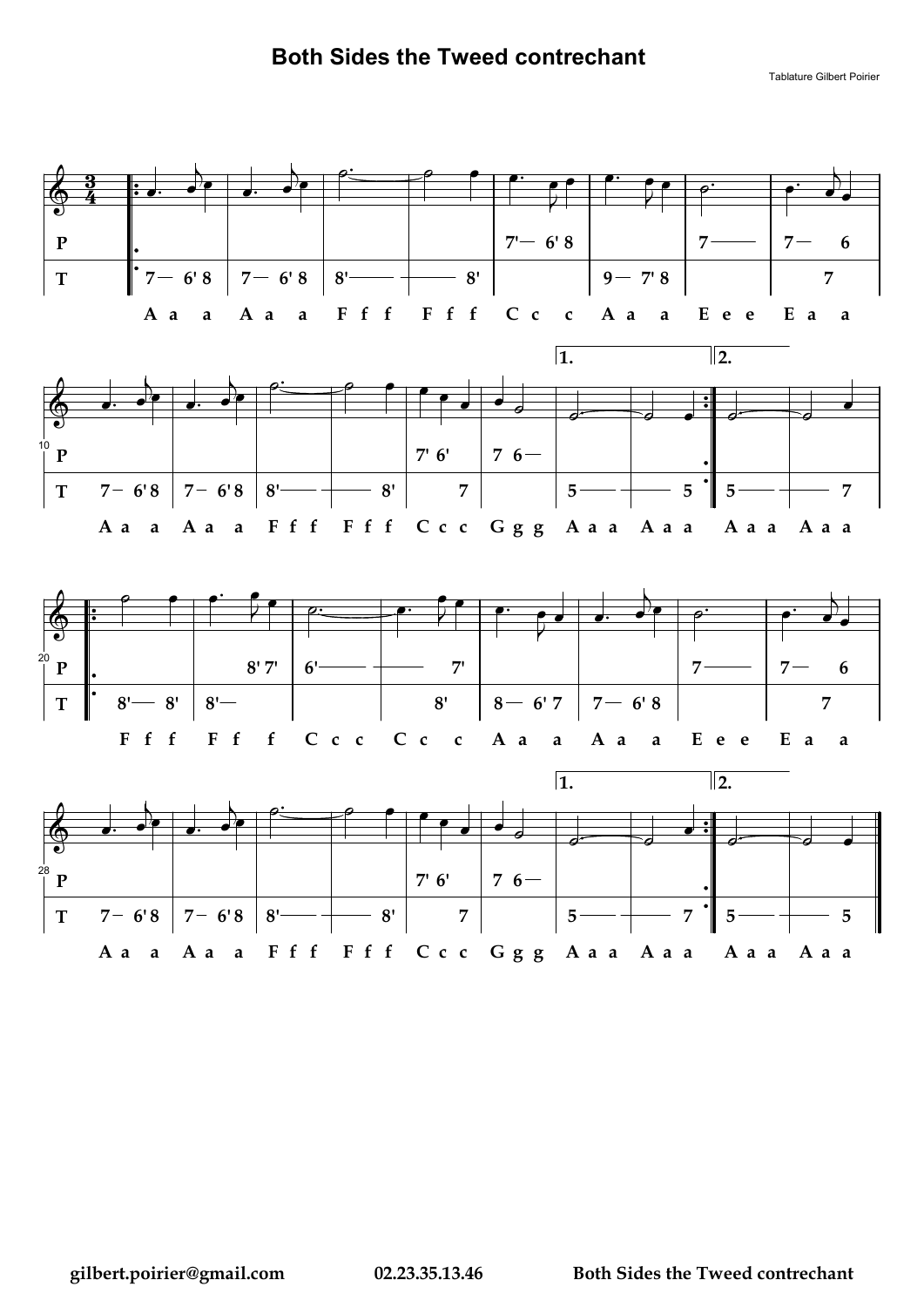# Both Sides the Tweed contrechant

Tablature Gilbert Poirier

gilbert.poirier@gmail.com 02.23.35.13.46 Both Sides the Tweed contrechant